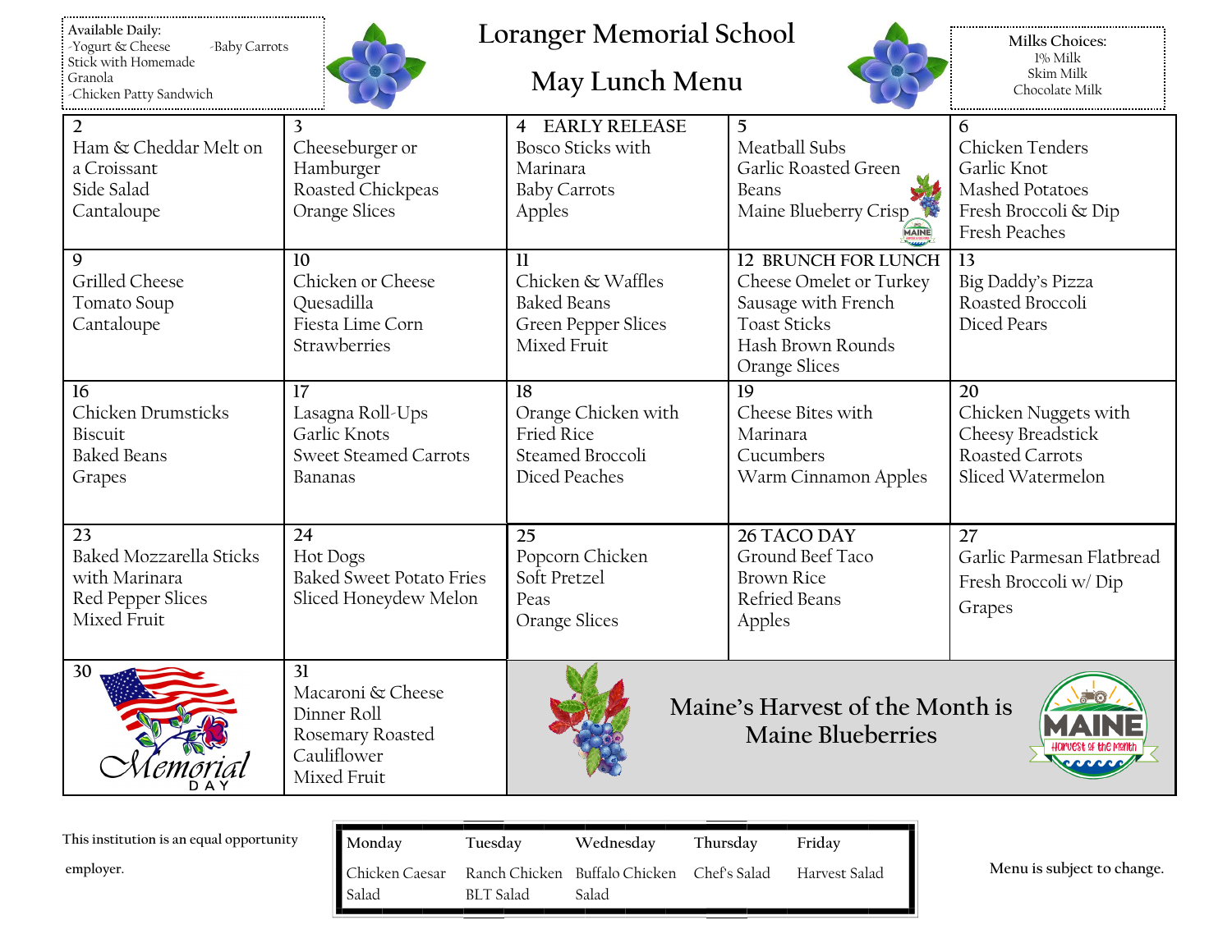**Available Daily:**
- Yogurt & Cheese Stick with Homemade Granola
- Baby Carrots
- Chicken Patty Sandwich

# Loranger Memorial School

## May Lunch Menu

**Milks Choices:**
1% Milk
Skim Milk
Chocolate Milk

| Monday | Tuesday | Wednesday | Thursday | Friday |
|---|---|---|---|---|
| 2<br>Ham & Cheddar Melt on a Croissant<br>Side Salad<br>Cantaloupe | 3<br>Cheeseburger or Hamburger<br>Roasted Chickpeas<br>Orange Slices | 4 EARLY RELEASE<br>Bosco Sticks with Marinara<br>Baby Carrots<br>Apples | 5<br>Meatball Subs<br>Garlic Roasted Green Beans<br>Maine Blueberry Crisp | 6<br>Chicken Tenders<br>Garlic Knot<br>Mashed Potatoes<br>Fresh Broccoli & Dip<br>Fresh Peaches |
| 9<br>Grilled Cheese<br>Tomato Soup<br>Cantaloupe | 10<br>Chicken or Cheese Quesadilla<br>Fiesta Lime Corn<br>Strawberries | 11<br>Chicken & Waffles<br>Baked Beans<br>Green Pepper Slices<br>Mixed Fruit | 12 BRUNCH FOR LUNCH<br>Cheese Omelet or Turkey Sausage with French Toast Sticks<br>Hash Brown Rounds<br>Orange Slices | 13<br>Big Daddy's Pizza<br>Roasted Broccoli<br>Diced Pears |
| 16<br>Chicken Drumsticks<br>Biscuit<br>Baked Beans<br>Grapes | 17<br>Lasagna Roll-Ups<br>Garlic Knots<br>Sweet Steamed Carrots<br>Bananas | 18<br>Orange Chicken with Fried Rice<br>Steamed Broccoli<br>Diced Peaches | 19<br>Cheese Bites with Marinara<br>Cucumbers<br>Warm Cinnamon Apples | 20<br>Chicken Nuggets with Cheesy Breadstick<br>Roasted Carrots<br>Sliced Watermelon |
| 23<br>Baked Mozzarella Sticks with Marinara<br>Red Pepper Slices<br>Mixed Fruit | 24<br>Hot Dogs<br>Baked Sweet Potato Fries<br>Sliced Honeydew Melon | 25<br>Popcorn Chicken<br>Soft Pretzel<br>Peas<br>Orange Slices | 26 TACO DAY<br>Ground Beef Taco<br>Brown Rice<br>Refried Beans<br>Apples | 27<br>Garlic Parmesan Flatbread<br>Fresh Broccoli w/ Dip<br>Grapes |
| 30<br>Memorial Day | 31<br>Macaroni & Cheese<br>Dinner Roll<br>Rosemary Roasted Cauliflower<br>Mixed Fruit | Maine's Harvest of the Month is Maine Blueberries | | |

| Monday | Tuesday | Wednesday | Thursday | Friday |
|---|---|---|---|---|
| Chicken Caesar Salad | Ranch Chicken BLT Salad | Buffalo Chicken Salad | Chef's Salad | Harvest Salad |

This institution is an equal opportunity employer.

Menu is subject to change.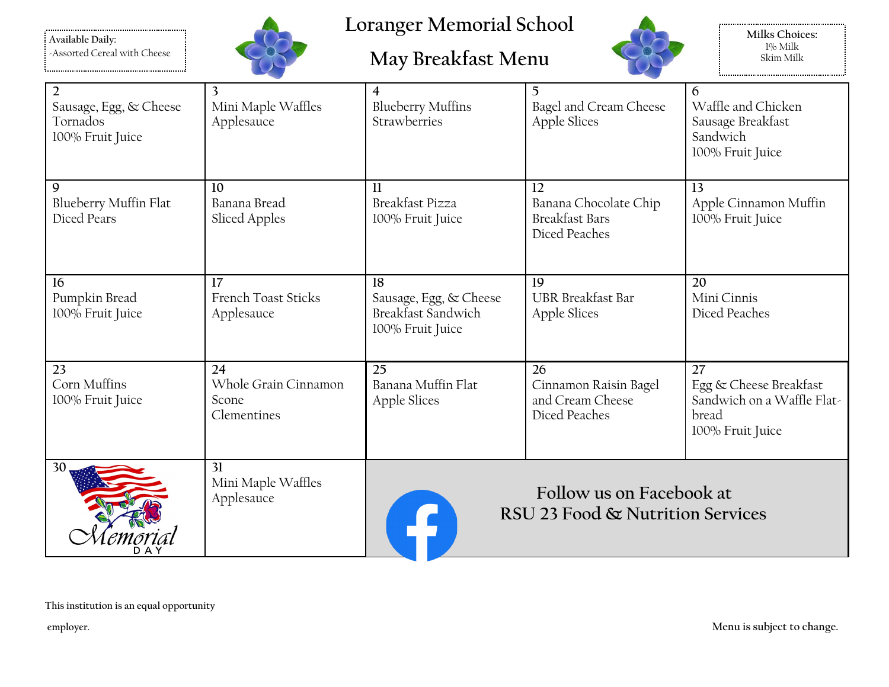**Available Daily:**
-Assorted Cereal with Cheese

# Loranger Memorial School

## May Breakfast Menu

**Milks Choices:**
1% Milk
Skim Milk

| | | | | |
|---|---|---|---|---|
| 2<br>Sausage, Egg, & Cheese Tornados<br>100% Fruit Juice | 3<br>Mini Maple Waffles<br>Applesauce | 4<br>Blueberry Muffins<br>Strawberries | 5<br>Bagel and Cream Cheese<br>Apple Slices | 6<br>Waffle and Chicken Sausage Breakfast Sandwich<br>100% Fruit Juice |
| 9<br>Blueberry Muffin Flat<br>Diced Pears | 10<br>Banana Bread<br>Sliced Apples | 11<br>Breakfast Pizza<br>100% Fruit Juice | 12<br>Banana Chocolate Chip Breakfast Bars<br>Diced Peaches | 13<br>Apple Cinnamon Muffin<br>100% Fruit Juice |
| 16<br>Pumpkin Bread<br>100% Fruit Juice | 17<br>French Toast Sticks<br>Applesauce | 18<br>Sausage, Egg, & Cheese Breakfast Sandwich<br>100% Fruit Juice | 19<br>UBR Breakfast Bar<br>Apple Slices | 20<br>Mini Cinnis<br>Diced Peaches |
| 23<br>Corn Muffins<br>100% Fruit Juice | 24<br>Whole Grain Cinnamon Scone<br>Clementines | 25<br>Banana Muffin Flat<br>Apple Slices | 26<br>Cinnamon Raisin Bagel and Cream Cheese<br>Diced Peaches | 27<br>Egg & Cheese Breakfast Sandwich on a Waffle Flat-bread<br>100% Fruit Juice |
| 30<br>Memorial Day | 31<br>Mini Maple Waffles<br>Applesauce | Follow us on Facebook at RSU 23 Food & Nutrition Services | | |

This institution is an equal opportunity employer.

Menu is subject to change.